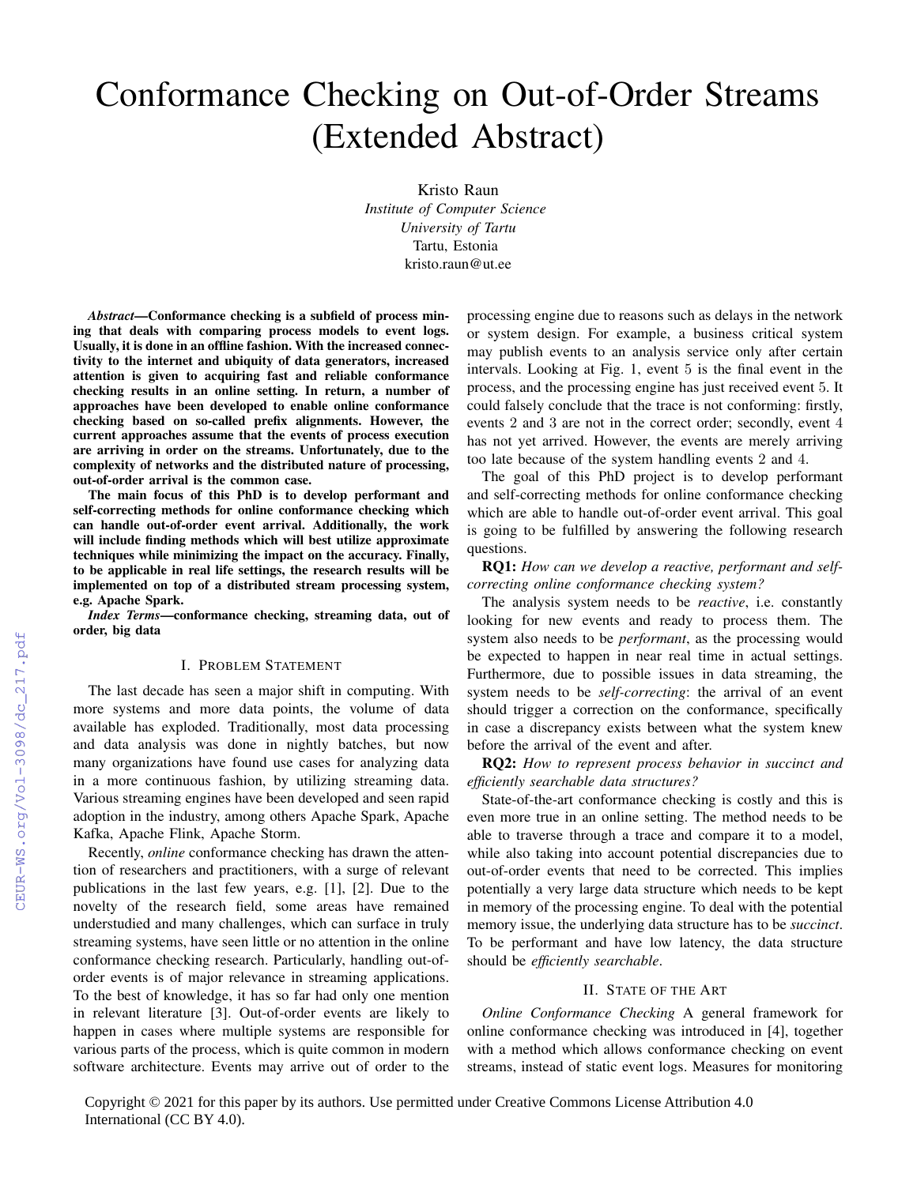# Conformance Checking on Out-of-Order Streams (Extended Abstract)

Kristo Raun
*Institute of Computer Science*
*University of Tartu*
Tartu, Estonia
kristo.raun@ut.ee

***Abstract*—Conformance checking is a subfield of process mining that deals with comparing process models to event logs. Usually, it is done in an offline fashion. With the increased connectivity to the internet and ubiquity of data generators, increased attention is given to acquiring fast and reliable conformance checking results in an online setting. In return, a number of approaches have been developed to enable online conformance checking based on so-called prefix alignments. However, the current approaches assume that the events of process execution are arriving in order on the streams. Unfortunately, due to the complexity of networks and the distributed nature of processing, out-of-order arrival is the common case.**

**The main focus of this PhD is to develop performant and self-correcting methods for online conformance checking which can handle out-of-order event arrival. Additionally, the work will include finding methods which will best utilize approximate techniques while minimizing the impact on the accuracy. Finally, to be applicable in real life settings, the research results will be implemented on top of a distributed stream processing system, e.g. Apache Spark.**

***Index Terms*—conformance checking, streaming data, out of order, big data**

## I. Problem Statement

The last decade has seen a major shift in computing. With more systems and more data points, the volume of data available has exploded. Traditionally, most data processing and data analysis was done in nightly batches, but now many organizations have found use cases for analyzing data in a more continuous fashion, by utilizing streaming data. Various streaming engines have been developed and seen rapid adoption in the industry, among others Apache Spark, Apache Kafka, Apache Flink, Apache Storm.

Recently, *online* conformance checking has drawn the attention of researchers and practitioners, with a surge of relevant publications in the last few years, e.g. [1], [2]. Due to the novelty of the research field, some areas have remained understudied and many challenges, which can surface in truly streaming systems, have seen little or no attention in the online conformance checking research. Particularly, handling out-of-order events is of major relevance in streaming applications. To the best of knowledge, it has so far had only one mention in relevant literature [3]. Out-of-order events are likely to happen in cases where multiple systems are responsible for various parts of the process, which is quite common in modern software architecture. Events may arrive out of order to the processing engine due to reasons such as delays in the network or system design. For example, a business critical system may publish events to an analysis service only after certain intervals. Looking at Fig. 1, event 5 is the final event in the process, and the processing engine has just received event 5. It could falsely conclude that the trace is not conforming: firstly, events 2 and 3 are not in the correct order; secondly, event 4 has not yet arrived. However, the events are merely arriving too late because of the system handling events 2 and 4.

The goal of this PhD project is to develop performant and self-correcting methods for online conformance checking which are able to handle out-of-order event arrival. This goal is going to be fulfilled by answering the following research questions.

**RQ1:** *How can we develop a reactive, performant and self-correcting online conformance checking system?*

The analysis system needs to be *reactive*, i.e. constantly looking for new events and ready to process them. The system also needs to be *performant*, as the processing would be expected to happen in near real time in actual settings. Furthermore, due to possible issues in data streaming, the system needs to be *self-correcting*: the arrival of an event should trigger a correction on the conformance, specifically in case a discrepancy exists between what the system knew before the arrival of the event and after.

**RQ2:** *How to represent process behavior in succinct and efficiently searchable data structures?*

State-of-the-art conformance checking is costly and this is even more true in an online setting. The method needs to be able to traverse through a trace and compare it to a model, while also taking into account potential discrepancies due to out-of-order events that need to be corrected. This implies potentially a very large data structure which needs to be kept in memory of the processing engine. To deal with the potential memory issue, the underlying data structure has to be *succinct*. To be performant and have low latency, the data structure should be *efficiently searchable*.

## II. State of the Art

*Online Conformance Checking* A general framework for online conformance checking was introduced in [4], together with a method which allows conformance checking on event streams, instead of static event logs. Measures for monitoring

Copyright © 2021 for this paper by its authors. Use permitted under Creative Commons License Attribution 4.0 International (CC BY 4.0).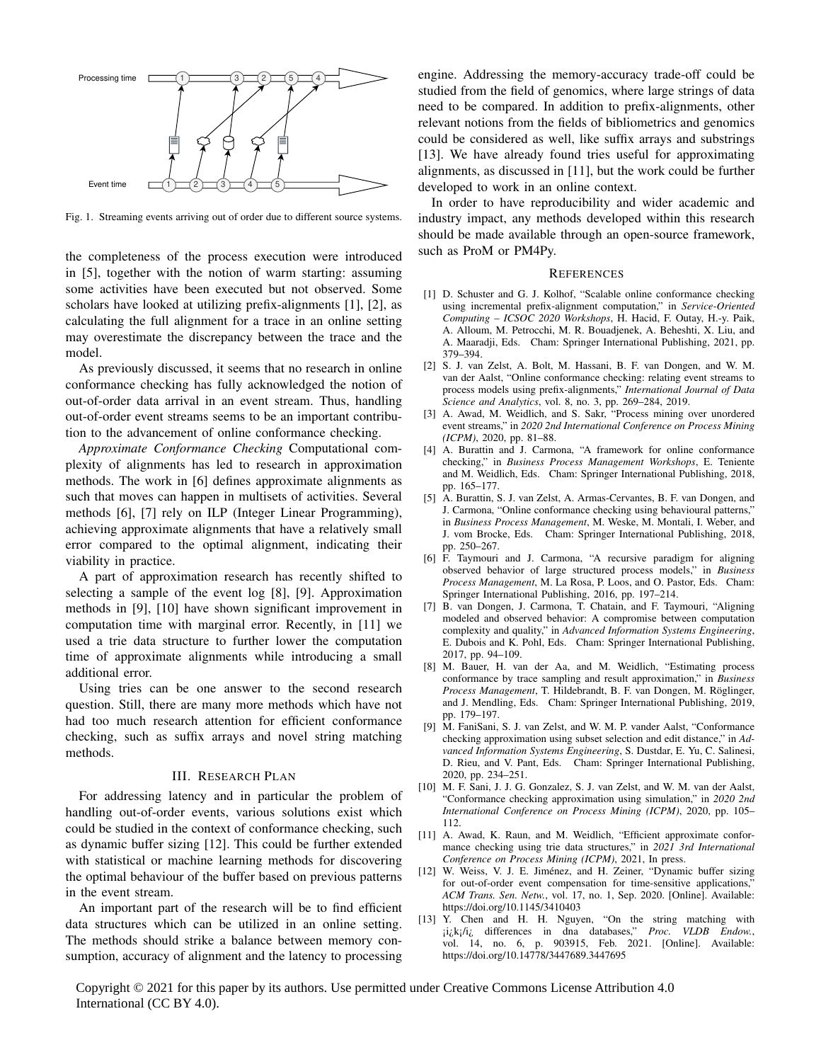Processing time

1 3 2 5 4

Event time

1 2 3 4 5

Fig. 1. Streaming events arriving out of order due to different source systems.

the completeness of the process execution were introduced in [5], together with the notion of warm starting: assuming some activities have been executed but not observed. Some scholars have looked at utilizing prefix-alignments [1], [2], as calculating the full alignment for a trace in an online setting may overestimate the discrepancy between the trace and the model.

As previously discussed, it seems that no research in online conformance checking has fully acknowledged the notion of out-of-order data arrival in an event stream. Thus, handling out-of-order event streams seems to be an important contribution to the advancement of online conformance checking.

*Approximate Conformance Checking* Computational complexity of alignments has led to research in approximation methods. The work in [6] defines approximate alignments as such that moves can happen in multisets of activities. Several methods [6], [7] rely on ILP (Integer Linear Programming), achieving approximate alignments that have a relatively small error compared to the optimal alignment, indicating their viability in practice.

A part of approximation research has recently shifted to selecting a sample of the event log [8], [9]. Approximation methods in [9], [10] have shown significant improvement in computation time with marginal error. Recently, in [11] we used a trie data structure to further lower the computation time of approximate alignments while introducing a small additional error.

Using tries can be one answer to the second research question. Still, there are many more methods which have not had too much research attention for efficient conformance checking, such as suffix arrays and novel string matching methods.

## III. Research Plan

For addressing latency and in particular the problem of handling out-of-order events, various solutions exist which could be studied in the context of conformance checking, such as dynamic buffer sizing [12]. This could be further extended with statistical or machine learning methods for discovering the optimal behaviour of the buffer based on previous patterns in the event stream.

An important part of the research will be to find efficient data structures which can be utilized in an online setting. The methods should strike a balance between memory consumption, accuracy of alignment and the latency to processing engine. Addressing the memory-accuracy trade-off could be studied from the field of genomics, where large strings of data need to be compared. In addition to prefix-alignments, other relevant notions from the fields of bibliometrics and genomics could be considered as well, like suffix arrays and substrings [13]. We have already found tries useful for approximating alignments, as discussed in [11], but the work could be further developed to work in an online context.

In order to have reproducibility and wider academic and industry impact, any methods developed within this research should be made available through an open-source framework, such as ProM or PM4Py.

## References

[1] D. Schuster and G. J. Kolhof, "Scalable online conformance checking using incremental prefix-alignment computation," in *Service-Oriented Computing – ICSOC 2020 Workshops*, H. Hacid, F. Outay, H.-y. Paik, A. Alloum, M. Petrocchi, M. R. Bouadjenek, A. Beheshti, X. Liu, and A. Maaradji, Eds. Cham: Springer International Publishing, 2021, pp. 379–394.

[2] S. J. van Zelst, A. Bolt, M. Hassani, B. F. van Dongen, and W. M. van der Aalst, "Online conformance checking: relating event streams to process models using prefix-alignments," *International Journal of Data Science and Analytics*, vol. 8, no. 3, pp. 269–284, 2019.

[3] A. Awad, M. Weidlich, and S. Sakr, "Process mining over unordered event streams," in *2020 2nd International Conference on Process Mining (ICPM)*, 2020, pp. 81–88.

[4] A. Burattin and J. Carmona, "A framework for online conformance checking," in *Business Process Management Workshops*, E. Teniente and M. Weidlich, Eds. Cham: Springer International Publishing, 2018, pp. 165–177.

[5] A. Burattin, S. J. van Zelst, A. Armas-Cervantes, B. F. van Dongen, and J. Carmona, "Online conformance checking using behavioural patterns," in *Business Process Management*, M. Weske, M. Montali, I. Weber, and J. vom Brocke, Eds. Cham: Springer International Publishing, 2018, pp. 250–267.

[6] F. Taymouri and J. Carmona, "A recursive paradigm for aligning observed behavior of large structured process models," in *Business Process Management*, M. La Rosa, P. Loos, and O. Pastor, Eds. Cham: Springer International Publishing, 2016, pp. 197–214.

[7] B. van Dongen, J. Carmona, T. Chatain, and F. Taymouri, "Aligning modeled and observed behavior: A compromise between computation complexity and quality," in *Advanced Information Systems Engineering*, E. Dubois and K. Pohl, Eds. Cham: Springer International Publishing, 2017, pp. 94–109.

[8] M. Bauer, H. van der Aa, and M. Weidlich, "Estimating process conformance by trace sampling and result approximation," in *Business Process Management*, T. Hildebrandt, B. F. van Dongen, M. Röglinger, and J. Mendling, Eds. Cham: Springer International Publishing, 2019, pp. 179–197.

[9] M. FaniSani, S. J. van Zelst, and W. M. P. vander Aalst, "Conformance checking approximation using subset selection and edit distance," in *Advanced Information Systems Engineering*, S. Dustdar, E. Yu, C. Salinesi, D. Rieu, and V. Pant, Eds. Cham: Springer International Publishing, 2020, pp. 234–251.

[10] M. F. Sani, J. J. G. Gonzalez, S. J. van Zelst, and W. M. van der Aalst, "Conformance checking approximation using simulation," in *2020 2nd International Conference on Process Mining (ICPM)*, 2020, pp. 105–112.

[11] A. Awad, K. Raun, and M. Weidlich, "Efficient approximate conformance checking using trie data structures," in *2021 3rd International Conference on Process Mining (ICPM)*, 2021, In press.

[12] W. Weiss, V. J. E. Jiménez, and H. Zeiner, "Dynamic buffer sizing for out-of-order event compensation for time-sensitive applications," *ACM Trans. Sen. Netw.*, vol. 17, no. 1, Sep. 2020. [Online]. Available: https://doi.org/10.1145/3410403

[13] Y. Chen and H. H. Nguyen, "On the string matching with ¡i¿k¡/i¿ differences in dna databases," *Proc. VLDB Endow.*, vol. 14, no. 6, p. 903915, Feb. 2021. [Online]. Available: https://doi.org/10.14778/3447689.3447695

Copyright © 2021 for this paper by its authors. Use permitted under Creative Commons License Attribution 4.0 International (CC BY 4.0).